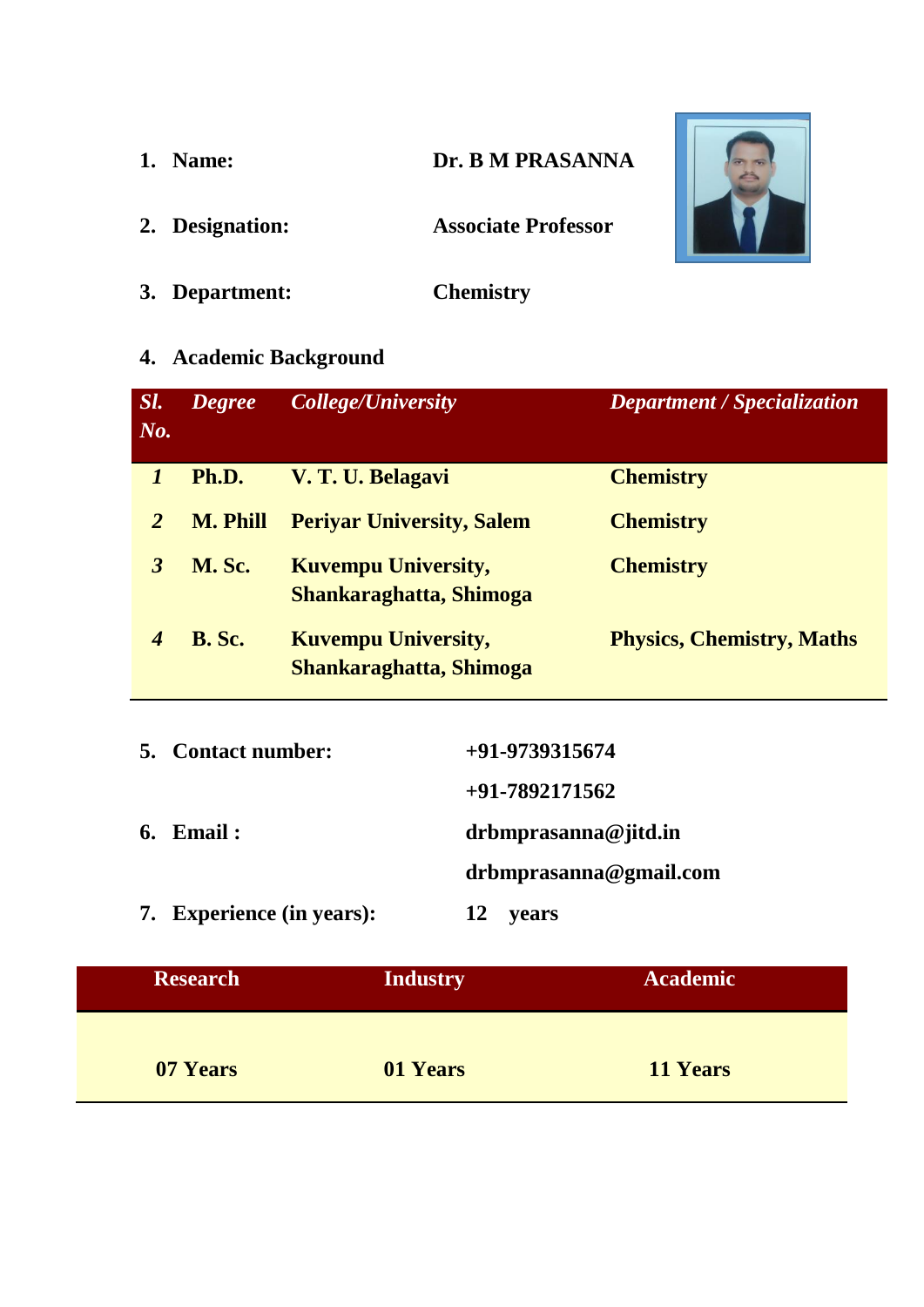1. **Name:** **Dr. B M PRASANNA**

2. **Designation:** **Associate Professor**

3. **Department:** **Chemistry**

4. **Academic Background**

| *Sl. No.* | *Degree* | *College/University* | *Department / Specialization* |
|---|---|---|---|
| *1* | **Ph.D.** | **V. T. U. Belagavi** | **Chemistry** |
| *2* | **M. Phill** | **Periyar University, Salem** | **Chemistry** |
| *3* | **M. Sc.** | **Kuvempu University, Shankaraghatta, Shimoga** | **Chemistry** |
| *4* | **B. Sc.** | **Kuvempu University, Shankaraghatta, Shimoga** | **Physics, Chemistry, Maths** |

5. **Contact number:** **+91-9739315674**
   **+91-7892171562**

6. **Email :** **drbmprasanna@jitd.in**
   **drbmprasanna@gmail.com**

7. **Experience (in years):** **12 years**

| Research | Industry | Academic |
|---|---|---|
| **07 Years** | **01 Years** | **11 Years** |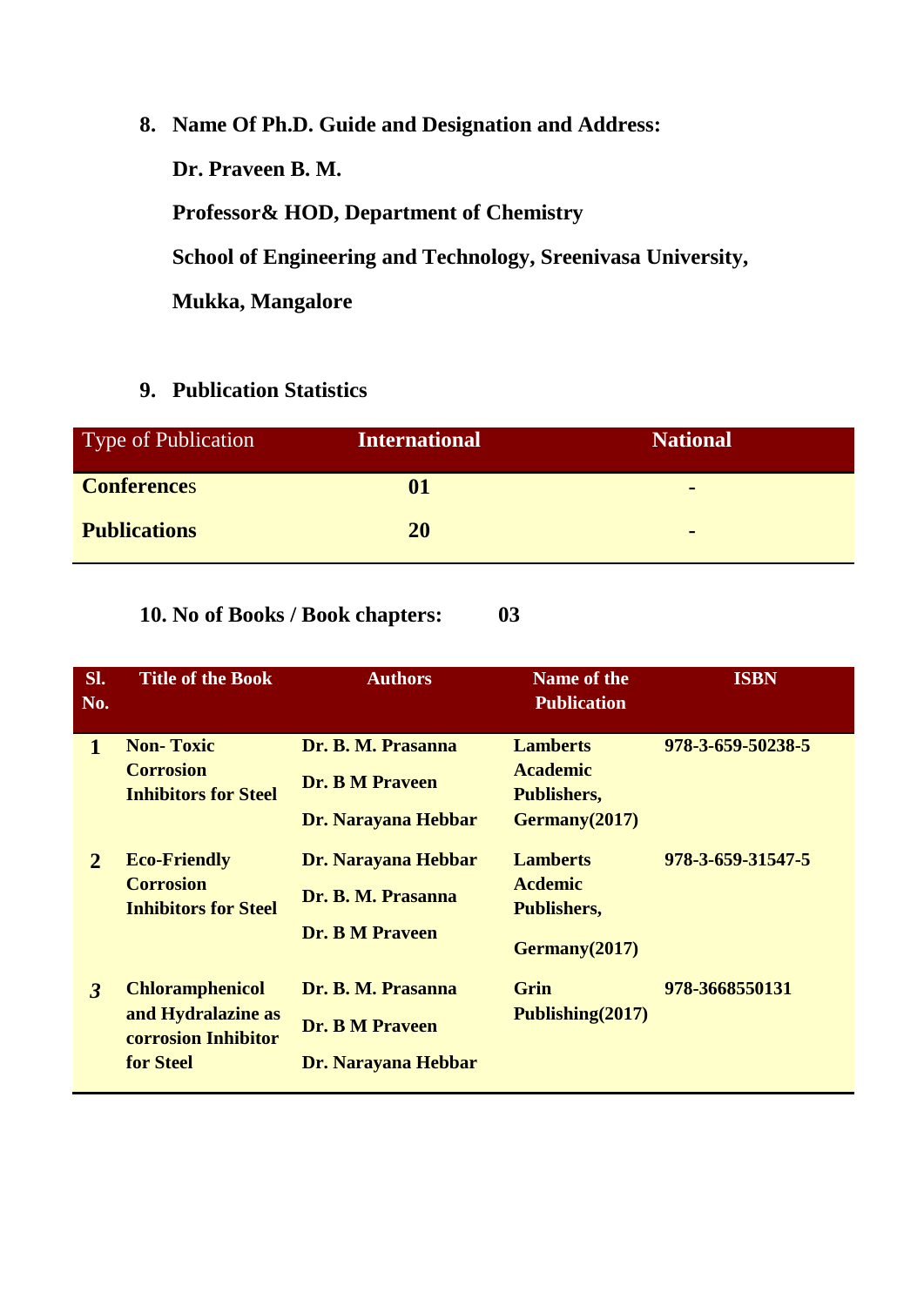8. **Name Of Ph.D. Guide and Designation and Address:**

   **Dr. Praveen B. M.**

   **Professor& HOD, Department of Chemistry**

   **School of Engineering and Technology, Sreenivasa University,**

   **Mukka, Mangalore**

9. **Publication Statistics**

| Type of Publication | International | National |
|---|---|---|
| **Conferences** | **01** | - |
| **Publications** | **20** | - |

**10. No of Books / Book chapters: 03**

| Sl. No. | Title of the Book | Authors | Name of the Publication | ISBN |
|---|---|---|---|---|
| **1** | **Non- Toxic Corrosion Inhibitors for Steel** | **Dr. B. M. Prasanna<br>Dr. B M Praveen<br>Dr. Narayana Hebbar** | **Lamberts Academic Publishers, Germany(2017)** | **978-3-659-50238-5** |
| **2** | **Eco-Friendly Corrosion Inhibitors for Steel** | **Dr. Narayana Hebbar<br>Dr. B. M. Prasanna<br>Dr. B M Praveen** | **Lamberts Acdemic Publishers, Germany(2017)** | **978-3-659-31547-5** |
| ***3*** | **Chloramphenicol and Hydralazine as corrosion Inhibitor for Steel** | **Dr. B. M. Prasanna<br>Dr. B M Praveen<br>Dr. Narayana Hebbar** | **Grin Publishing(2017)** | **978-3668550131** |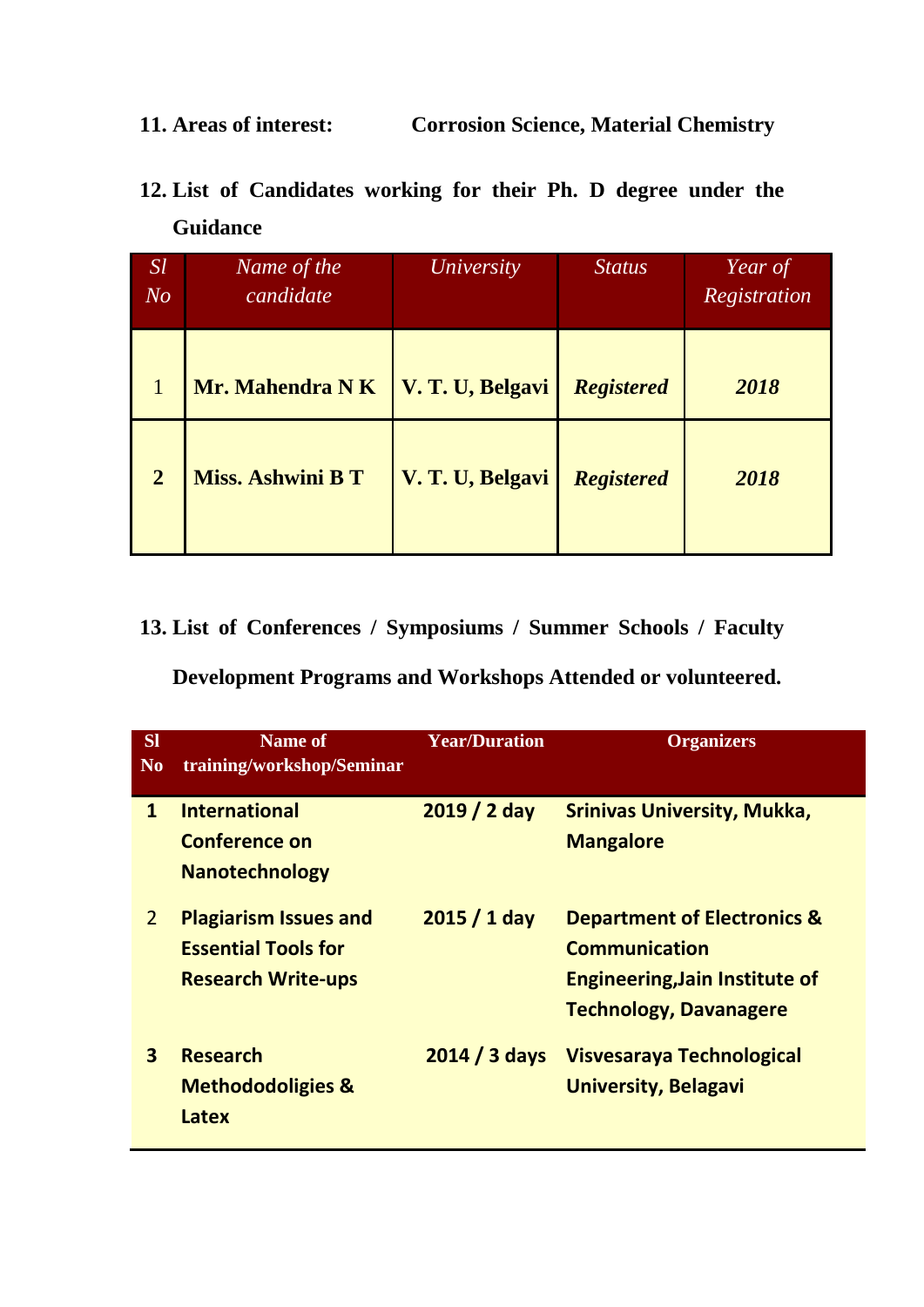**11. Areas of interest:** **Corrosion Science, Material Chemistry**

**12. List of Candidates working for their Ph. D degree under the Guidance**

| *Sl No* | *Name of the candidate* | *University* | *Status* | *Year of Registration* |
|---|---|---|---|---|
| 1 | **Mr. Mahendra N K** | **V. T. U, Belgavi** | ***Registered*** | ***2018*** |
| **2** | **Miss. Ashwini B T** | **V. T. U, Belgavi** | ***Registered*** | ***2018*** |

**13. List of Conferences / Symposiums / Summer Schools / Faculty Development Programs and Workshops Attended or volunteered.**

| Sl No | Name of training/workshop/Seminar | Year/Duration | Organizers |
|---|---|---|---|
| **1** | **International Conference on Nanotechnology** | **2019 / 2 day** | **Srinivas University, Mukka, Mangalore** |
| 2 | **Plagiarism Issues and Essential Tools for Research Write-ups** | **2015 / 1 day** | **Department of Electronics & Communication Engineering,Jain Institute of Technology, Davanagere** |
| **3** | **Research Methododoligies & Latex** | **2014 / 3 days** | **Visvesaraya Technological University, Belagavi** |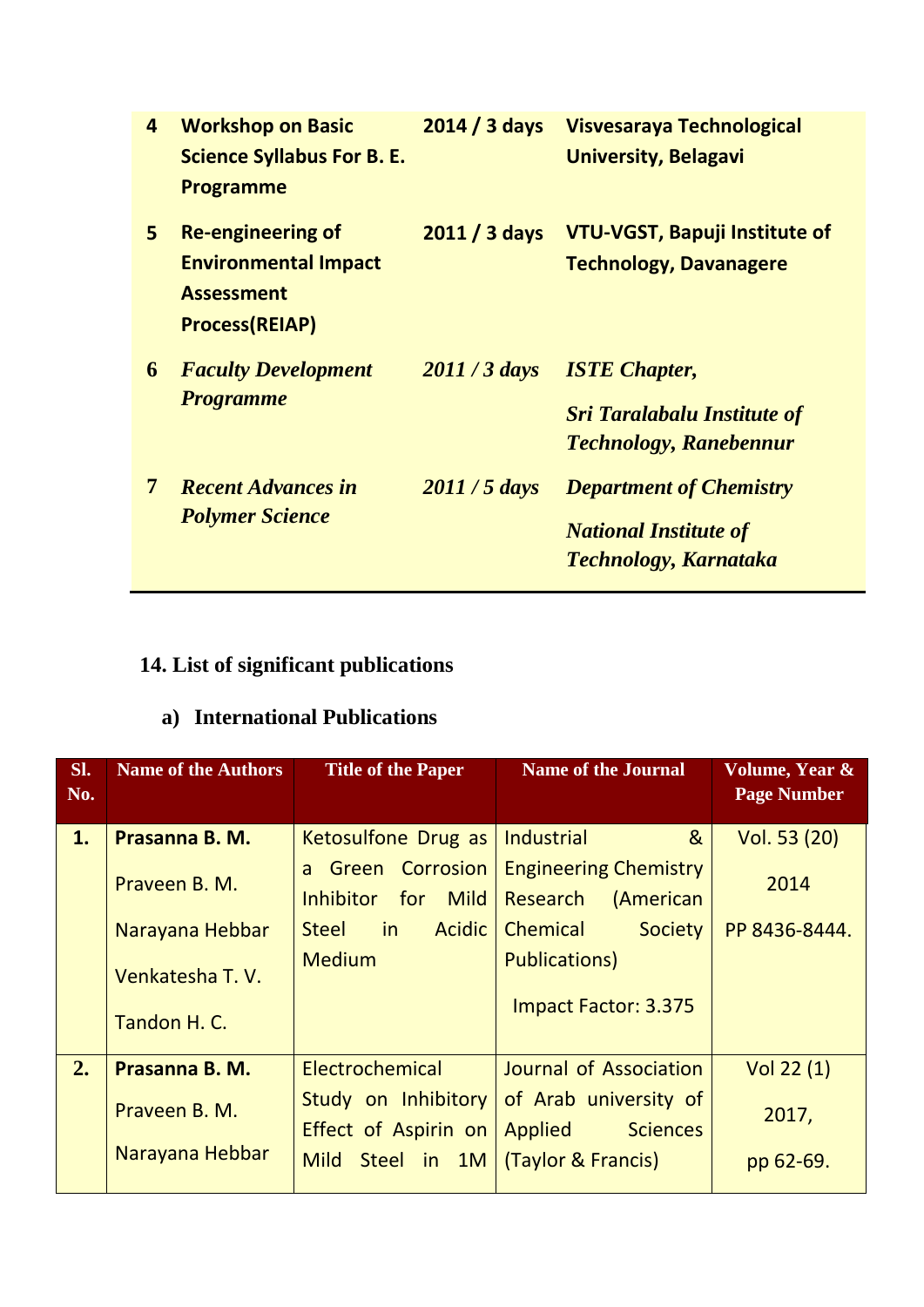| | | | |
|---|---|---|---|
| **4** | **Workshop on Basic Science Syllabus For B. E. Programme** | **2014 / 3 days** | **Visvesaraya Technological University, Belagavi** |
| **5** | **Re-engineering of Environmental Impact Assessment Process(REIAP)** | **2011 / 3 days** | **VTU-VGST, Bapuji Institute of Technology, Davanagere** |
| ***6*** | ***Faculty Development Programme*** | ***2011 / 3 days*** | ***ISTE Chapter,*** ***Sri Taralabalu Institute of Technology, Ranebennur*** |
| ***7*** | ***Recent Advances in Polymer Science*** | ***2011 / 5 days*** | ***Department of Chemistry*** ***National Institute of Technology, Karnataka*** |

## 14. List of significant publications

### a) International Publications

| Sl. No. | Name of the Authors | Title of the Paper | Name of the Journal | Volume, Year & Page Number |
|---|---|---|---|---|
| **1.** | **Prasanna B. M.** Praveen B. M. Narayana Hebbar Venkatesha T. V. Tandon H. C. | Ketosulfone Drug as a Green Corrosion Inhibitor for Mild Steel in Acidic Medium | Industrial & Engineering Chemistry Research (American Chemical Society Publications) Impact Factor: 3.375 | Vol. 53 (20) 2014 PP 8436-8444. |
| **2.** | **Prasanna B. M.** Praveen B. M. Narayana Hebbar | Electrochemical Study on Inhibitory Effect of Aspirin on Mild Steel in 1M | Journal of Association of Arab university of Applied Sciences (Taylor & Francis) | Vol 22 (1) 2017, pp 62-69. |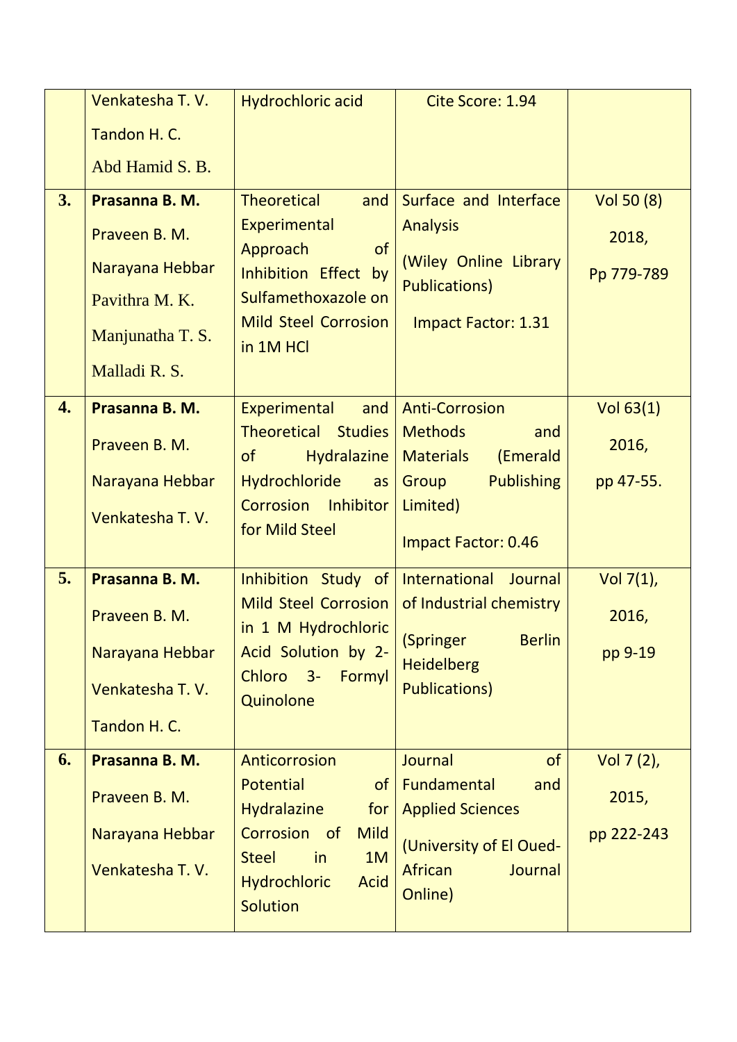| | | | | |
|---|---|---|---|---|
| | Venkatesha T. V.<br>Tandon H. C.<br>Abd Hamid S. B. | Hydrochloric acid | Cite Score: 1.94 | |
| **3.** | **Prasanna B. M.**<br>Praveen B. M.<br>Narayana Hebbar<br>Pavithra M. K.<br>Manjunatha T. S.<br>Malladi R. S. | Theoretical and Experimental Approach of Inhibition Effect by Sulfamethoxazole on Mild Steel Corrosion in 1M HCl | Surface and Interface Analysis<br>(Wiley Online Library Publications)<br>Impact Factor: 1.31 | Vol 50 (8)<br>2018,<br>Pp 779-789 |
| **4.** | **Prasanna B. M.**<br>Praveen B. M.<br>Narayana Hebbar<br>Venkatesha T. V. | Experimental and Theoretical Studies of Hydralazine Hydrochloride as Corrosion Inhibitor for Mild Steel | Anti-Corrosion Methods and Materials (Emerald Group Publishing Limited)<br>Impact Factor: 0.46 | Vol 63(1)<br>2016,<br>pp 47-55. |
| **5.** | **Prasanna B. M.**<br>Praveen B. M.<br>Narayana Hebbar<br>Venkatesha T. V.<br>Tandon H. C. | Inhibition Study of Mild Steel Corrosion in 1 M Hydrochloric Acid Solution by 2-Chloro 3- Formyl Quinolone | International Journal of Industrial chemistry<br>(Springer Berlin Heidelberg Publications) | Vol 7(1),<br>2016,<br>pp 9-19 |
| **6.** | **Prasanna B. M.**<br>Praveen B. M.<br>Narayana Hebbar<br>Venkatesha T. V. | Anticorrosion Potential of Hydralazine for Corrosion of Mild Steel in 1M Hydrochloric Acid Solution | Journal of Fundamental and Applied Sciences<br>(University of El Oued-African Journal Online) | Vol 7 (2),<br>2015,<br>pp 222-243 |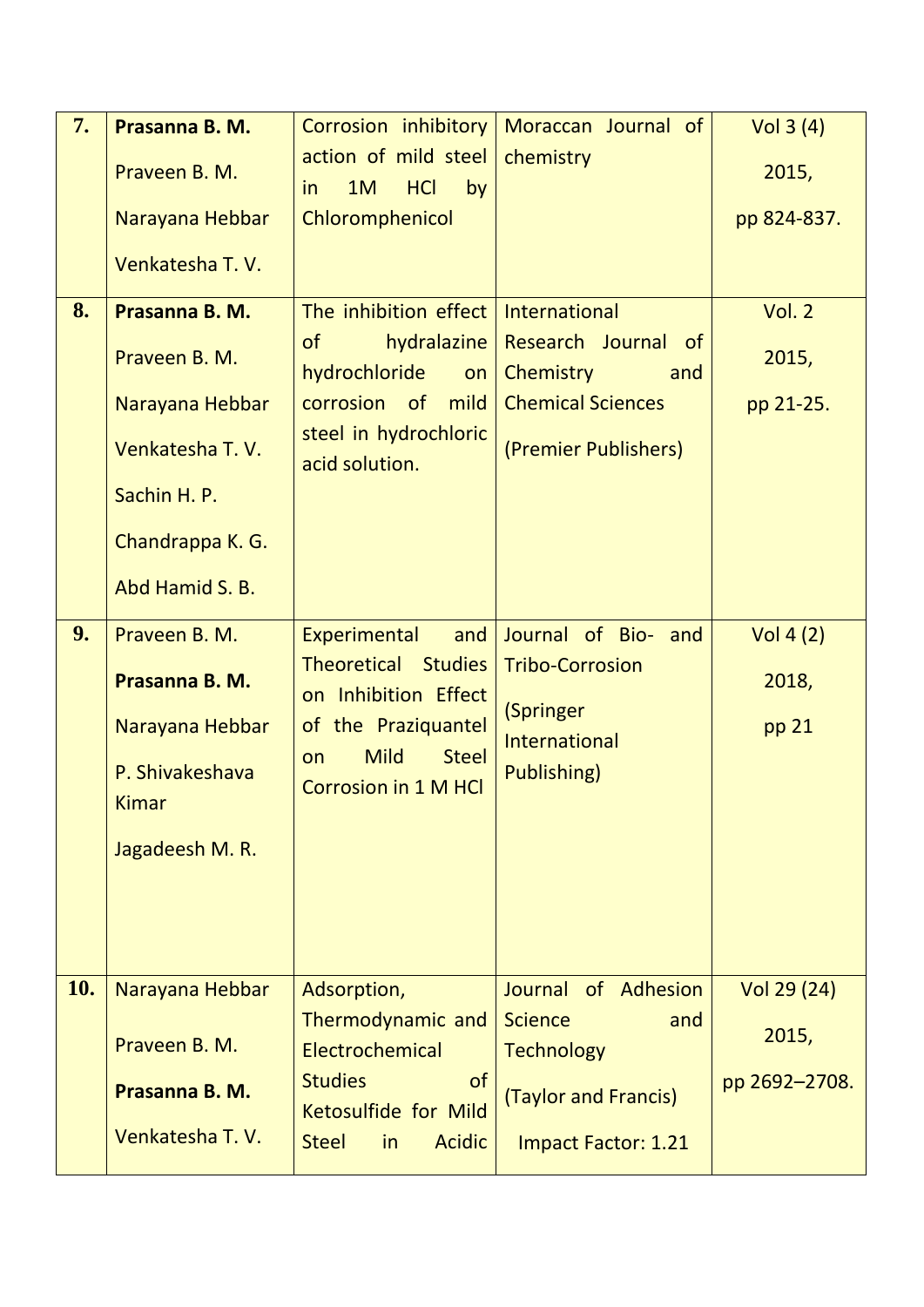| | | | | |
|---|---|---|---|---|
| **7.** | **Prasanna B. M.**<br>Praveen B. M.<br>Narayana Hebbar<br>Venkatesha T. V. | Corrosion inhibitory action of mild steel in 1M HCl by Chloromphenicol | Moraccan Journal of chemistry | Vol 3 (4)<br>2015,<br>pp 824-837. |
| **8.** | **Prasanna B. M.**<br>Praveen B. M.<br>Narayana Hebbar<br>Venkatesha T. V.<br>Sachin H. P.<br>Chandrappa K. G.<br>Abd Hamid S. B. | The inhibition effect of hydralazine hydrochloride on corrosion of mild steel in hydrochloric acid solution. | International Research Journal of Chemistry and Chemical Sciences<br>(Premier Publishers) | Vol. 2<br>2015,<br>pp 21-25. |
| **9.** | Praveen B. M.<br>**Prasanna B. M.**<br>Narayana Hebbar<br>P. Shivakeshava Kimar<br>Jagadeesh M. R. | Experimental and Theoretical Studies on Inhibition Effect of the Praziquantel on Mild Steel Corrosion in 1 M HCl | Journal of Bio- and Tribo-Corrosion<br>(Springer International Publishing) | Vol 4 (2)<br>2018,<br>pp 21 |
| **10.** | Narayana Hebbar<br>Praveen B. M.<br>**Prasanna B. M.**<br>Venkatesha T. V. | Adsorption, Thermodynamic and Electrochemical Studies of Ketosulfide for Mild Steel in Acidic | Journal of Adhesion Science and Technology<br>(Taylor and Francis)<br>Impact Factor: 1.21 | Vol 29 (24)<br>2015,<br>pp 2692–2708. |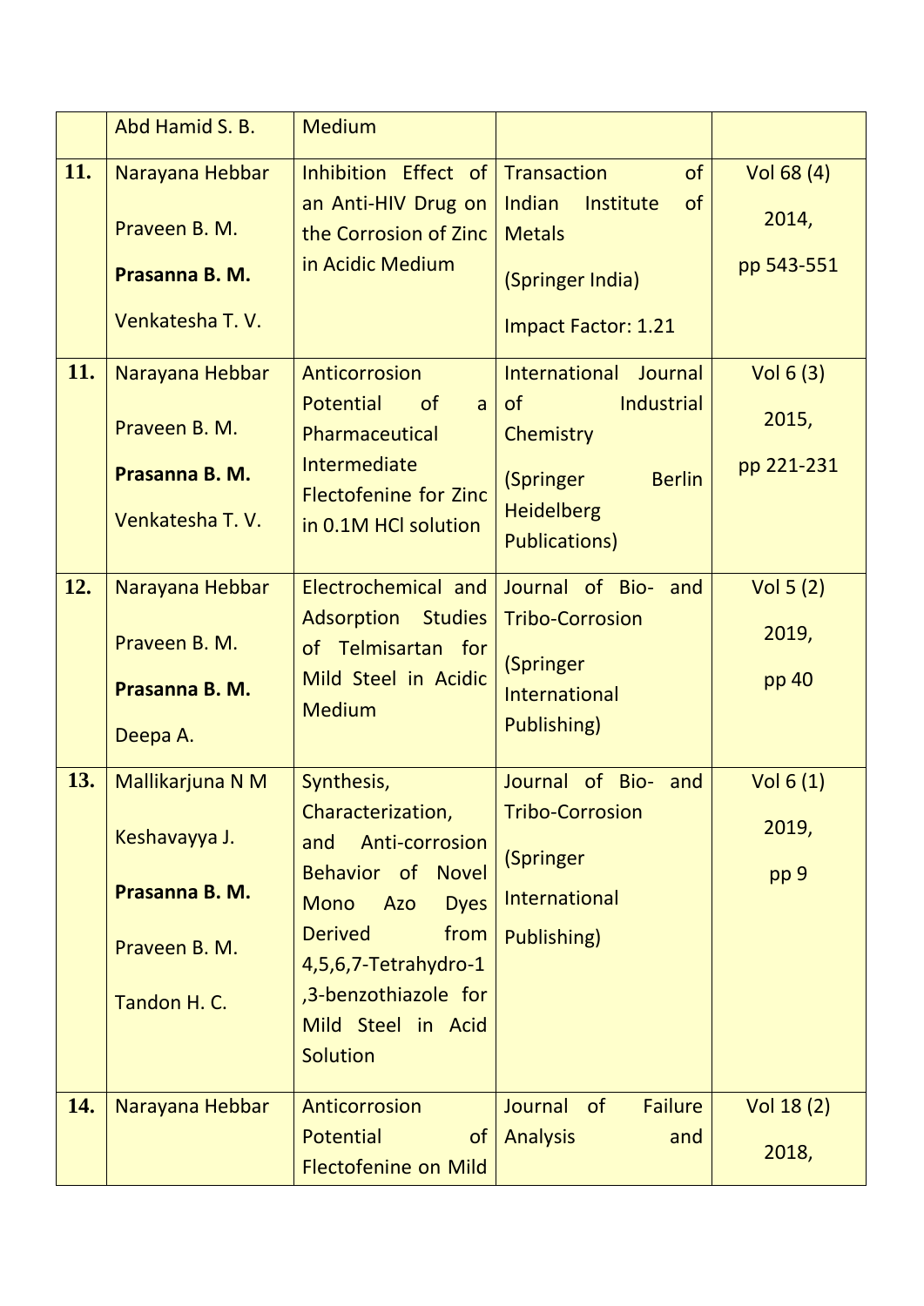| | | | | |
|---|---|---|---|---|
| | Abd Hamid S. B. | Medium | | |
| **11.** | Narayana Hebbar<br><br>Praveen B. M.<br><br>**Prasanna B. M.**<br><br>Venkatesha T. V. | Inhibition Effect of an Anti-HIV Drug on the Corrosion of Zinc in Acidic Medium | Transaction of Indian Institute of Metals<br><br>(Springer India)<br><br>Impact Factor: 1.21 | Vol 68 (4)<br><br>2014,<br><br>pp 543-551 |
| **11.** | Narayana Hebbar<br><br>Praveen B. M.<br><br>**Prasanna B. M.**<br><br>Venkatesha T. V. | Anticorrosion Potential of a Pharmaceutical Intermediate Flectofenine for Zinc in 0.1M HCl solution | International Journal of Industrial Chemistry<br><br>(Springer Berlin Heidelberg Publications) | Vol 6 (3)<br><br>2015,<br><br>pp 221-231 |
| **12.** | Narayana Hebbar<br><br>Praveen B. M.<br><br>**Prasanna B. M.**<br><br>Deepa A. | Electrochemical and Adsorption Studies of Telmisartan for Mild Steel in Acidic Medium | Journal of Bio- and Tribo-Corrosion<br><br>(Springer International Publishing) | Vol 5 (2)<br><br>2019,<br><br>pp 40 |
| **13.** | Mallikarjuna N M<br><br>Keshavayya J.<br><br>**Prasanna B. M.**<br><br>Praveen B. M.<br><br>Tandon H. C. | Synthesis, Characterization, and Anti-corrosion Behavior of Novel Mono Azo Dyes Derived from 4,5,6,7-Tetrahydro-1,3-benzothiazole for Mild Steel in Acid Solution | Journal of Bio- and Tribo-Corrosion<br><br>(Springer International Publishing) | Vol 6 (1)<br><br>2019,<br><br>pp 9 |
| **14.** | Narayana Hebbar | Anticorrosion Potential of Flectofenine on Mild | Journal of Failure Analysis and | Vol 18 (2)<br><br>2018, |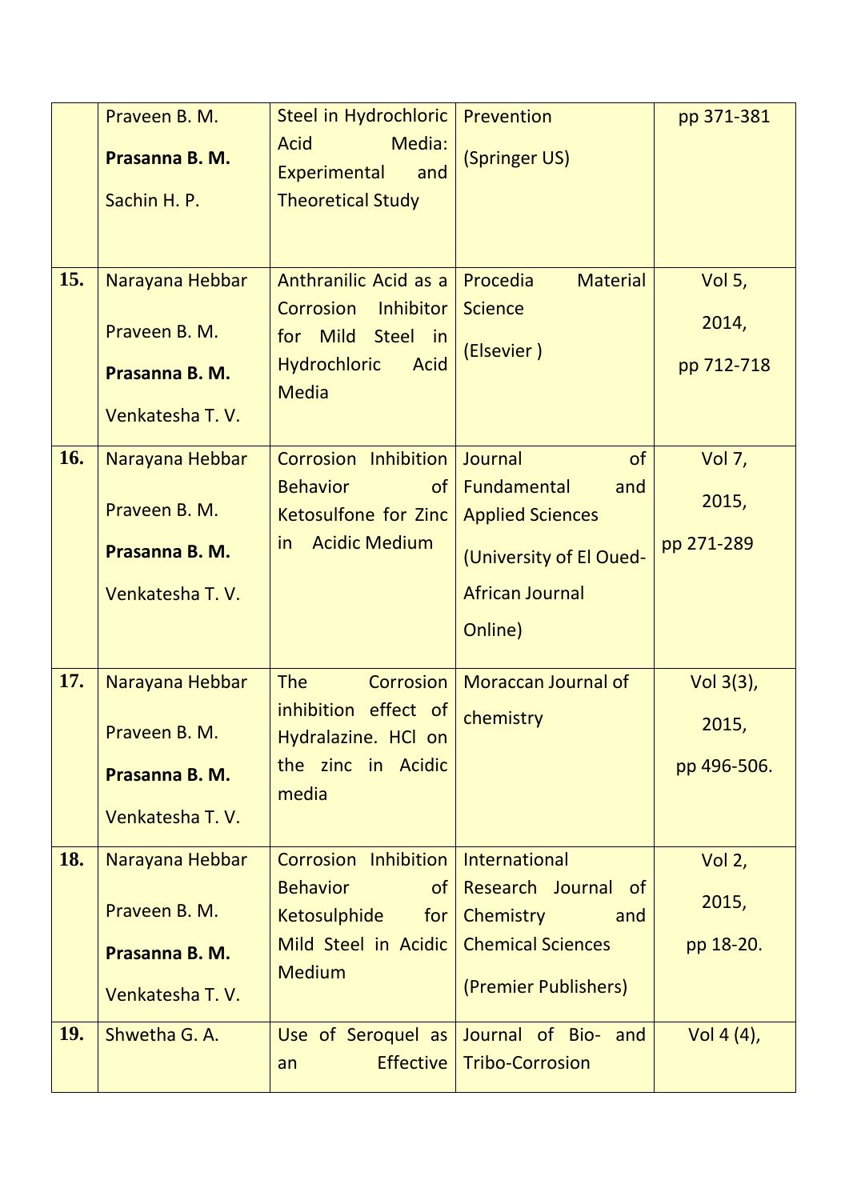|  |  |  |  |  |
|---|---|---|---|---|
|  | Praveen B. M.<br>**Prasanna B. M.**<br>Sachin H. P. | Steel in Hydrochloric Acid Media: Experimental and Theoretical Study | Prevention<br>(Springer US) | pp 371-381 |
| **15.** | Narayana Hebbar<br>Praveen B. M.<br>**Prasanna B. M.**<br>Venkatesha T. V. | Anthranilic Acid as a Corrosion Inhibitor for Mild Steel in Hydrochloric Acid Media | Procedia Material Science<br>(Elsevier ) | Vol 5,<br>2014,<br>pp 712-718 |
| **16.** | Narayana Hebbar<br>Praveen B. M.<br>**Prasanna B. M.**<br>Venkatesha T. V. | Corrosion Inhibition Behavior of Ketosulfone for Zinc in Acidic Medium | Journal of Fundamental and Applied Sciences<br>(University of El Oued-African Journal Online) | Vol 7,<br>2015,<br>pp 271-289 |
| **17.** | Narayana Hebbar<br>Praveen B. M.<br>**Prasanna B. M.**<br>Venkatesha T. V. | The Corrosion inhibition effect of Hydralazine. HCl on the zinc in Acidic media | Moraccan Journal of chemistry | Vol 3(3),<br>2015,<br>pp 496-506. |
| **18.** | Narayana Hebbar<br>Praveen B. M.<br>**Prasanna B. M.**<br>Venkatesha T. V. | Corrosion Inhibition Behavior of Ketosulphide for Mild Steel in Acidic Medium | International Research Journal of Chemistry and Chemical Sciences<br>(Premier Publishers) | Vol 2,<br>2015,<br>pp 18-20. |
| **19.** | Shwetha G. A. | Use of Seroquel as an Effective | Journal of Bio- and Tribo-Corrosion | Vol 4 (4), |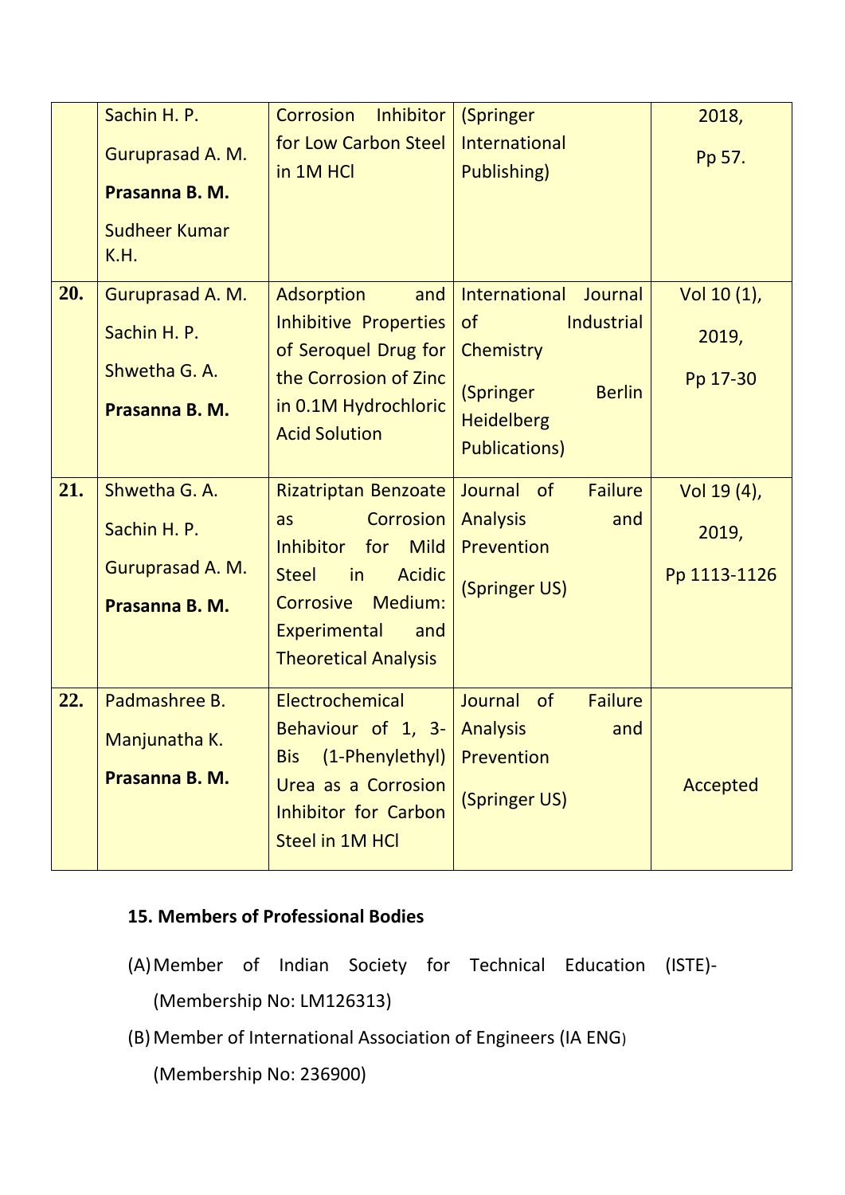| | | | | |
|---|---|---|---|---|
| | Sachin H. P.<br>Guruprasad A. M.<br>**Prasanna B. M.**<br>Sudheer Kumar K.H. | Corrosion Inhibitor for Low Carbon Steel in 1M HCl | (Springer International Publishing) | 2018,<br>Pp 57. |
| **20.** | Guruprasad A. M.<br>Sachin H. P.<br>Shwetha G. A.<br>**Prasanna B. M.** | Adsorption and Inhibitive Properties of Seroquel Drug for the Corrosion of Zinc in 0.1M Hydrochloric Acid Solution | International Journal of Industrial Chemistry<br>(Springer Berlin Heidelberg Publications) | Vol 10 (1),<br>2019,<br>Pp 17-30 |
| **21.** | Shwetha G. A.<br>Sachin H. P.<br>Guruprasad A. M.<br>**Prasanna B. M.** | Rizatriptan Benzoate as Corrosion Inhibitor for Mild Steel in Acidic Corrosive Medium: Experimental and Theoretical Analysis | Journal of Failure Analysis and Prevention<br>(Springer US) | Vol 19 (4),<br>2019,<br>Pp 1113-1126 |
| **22.** | Padmashree B.<br>Manjunatha K.<br>**Prasanna B. M.** | Electrochemical Behaviour of 1, 3-Bis (1-Phenylethyl) Urea as a Corrosion Inhibitor for Carbon Steel in 1M HCl | Journal of Failure Analysis and Prevention<br>(Springer US) | Accepted |

**15. Members of Professional Bodies**

(A) Member of Indian Society for Technical Education (ISTE)- (Membership No: LM126313)

(B) Member of International Association of Engineers (IA ENG) (Membership No: 236900)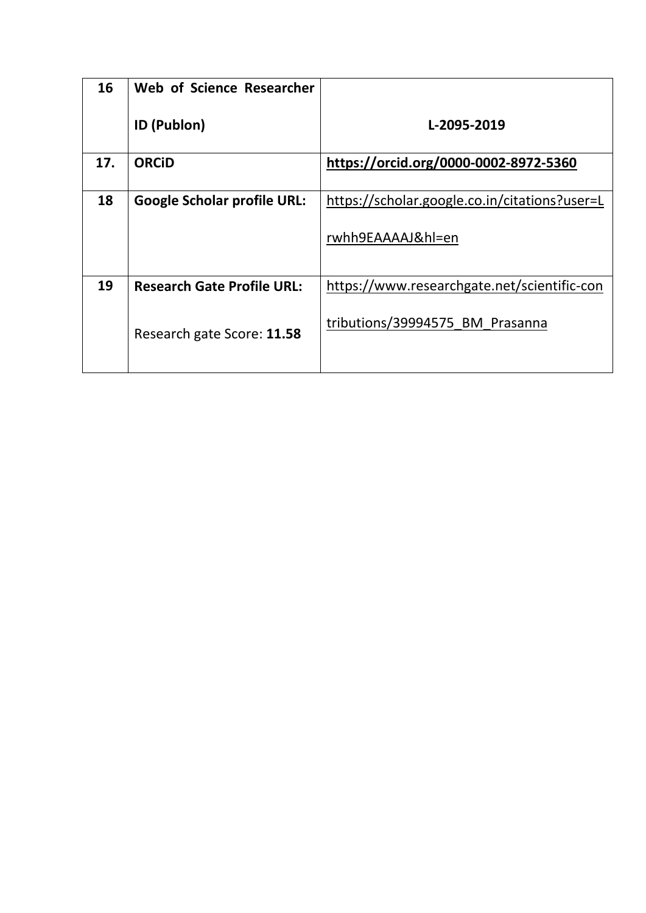| | | |
|---|---|---|
| 16 | **Web of Science Researcher ID (Publon)** | **L-2095-2019** |
| **17.** | **ORCiD** | **https://orcid.org/0000-0002-8972-5360** |
| **18** | **Google Scholar profile URL:** | https://scholar.google.co.in/citations?user=Lrwhh9EAAAAJ&hl=en |
| **19** | **Research Gate Profile URL:** Research gate Score: **11.58** | https://www.researchgate.net/scientific-contributions/39994575_BM_Prasanna |